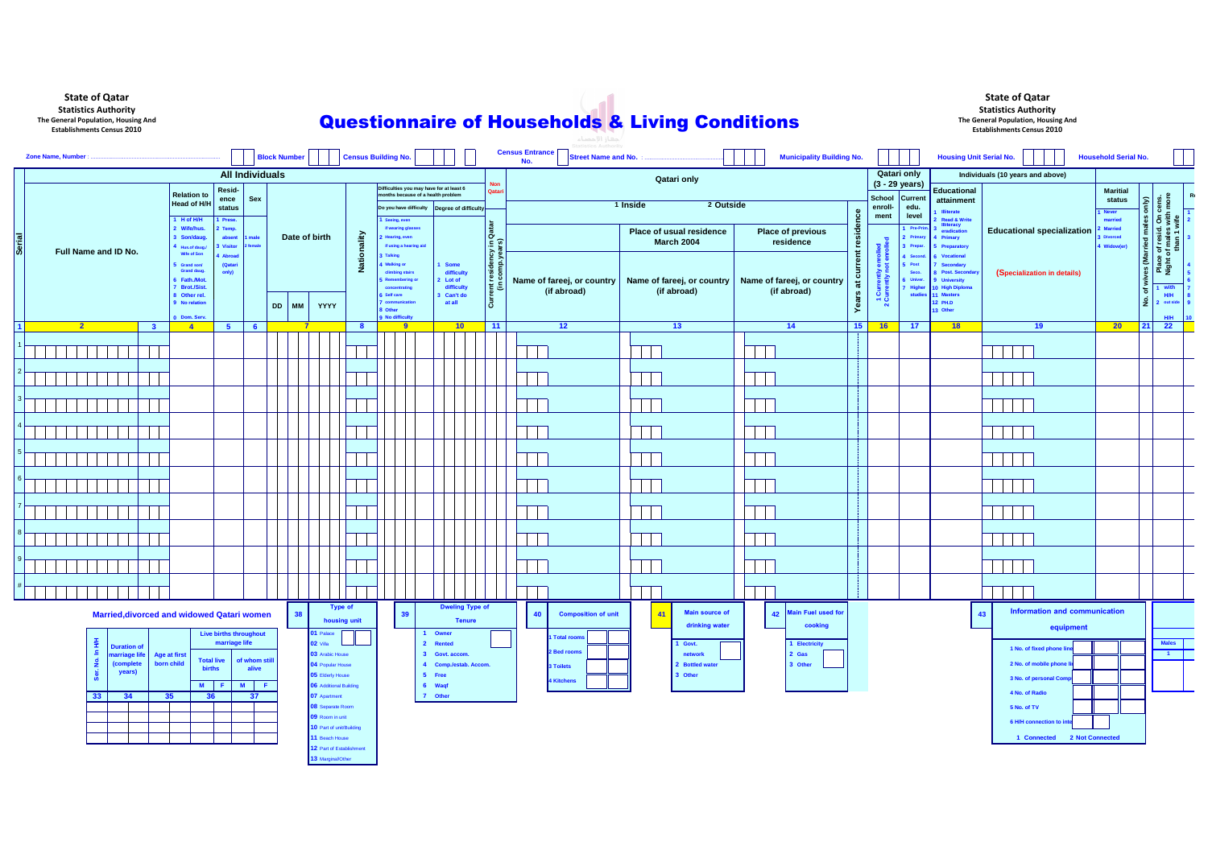State of Qatar
Statistics Authority
The General Population, Housing And Establishments Census 2010

# Questionnaire of Households & Living Conditions

State of Qatar
Statistics Authority
The General Population, Housing And Establishments Census 2010

Zone Name, Number : ............ Block Number | Census Building No. | Census Entrance No. | Street Name and No. : ............ | Municipality Building No. | Housing Unit Serial No. | Household Serial No.

## All Individuals / Qatari only / Individuals (10 years and above)

| Serial | Full Name and ID No. | | Relation to Head of H/H | Residence status | Sex | Date of birth (DD MM YYYY) | Nationality | Difficulties you may have for at least 6 months because of a health problem: Do you have difficulty | Degree of difficulty | Non Qatari: Current residency in Qatar (in comp.years) | Qatari only: Name of fareej, or country (if abroad) | Place of usual residence March 2004: Name of fareej, or country (if abroad) | Place of previous residence: Name of fareej, or country (if abroad) | Years at current residence | Qatari only (3 - 29 years): School enrollment | Current edu. level | Educational attainment | Educational specialization (Specialization in details) | Maritial status | No. of wives (Married males only) | Place of resid. On cens. Night of males with more than 1 wife |
|---|---|---|---|---|---|---|---|---|---|---|---|---|---|---|---|---|---|---|---|---|---|
| | | | 1 H of H/H<br>2 Wife/hus.<br>3 Son/daug.<br>4 Hus.of daug./Wife of Son<br>5 Grand son/Grand daug.<br>6 Fath./Mot.<br>7 Brot./Sist.<br>8 Other rel.<br>9 No relation<br>0 Dom. Serv. | 1 Prese.<br>2 Temp. absent<br>3 Visitor<br>4 Abroad (Qatari only) | 1 male<br>2 female | | | 1 Seeing, even if wearing glasses<br>2 Hearing, even if using a hearing aid<br>3 Talking<br>4 Walking or climbing stairs<br>5 Remembering or concentrating<br>6 Self care<br>7 communication<br>8 Other<br>9 No difficulty | 1 Some difficulty<br>2 Lot of difficulty<br>3 Can't do at all | | 1 Inside / 2 Outside | | | | 1 Currently enrolled<br>2 Currently not enrolled | 1 Pre-Prim.<br>2 Primary<br>3 Prepar.<br>4 Second.<br>5 Post Seco.<br>6 Univer.<br>7 Higher studies | 1 Illiterate<br>2 Read & Write<br>3 Illiteracy eradication<br>4 Primary<br>5 Preparatory<br>6 Vocational<br>7 Secondary<br>8 Post. Secondary<br>9 University<br>10 High Diploma<br>11 Masters<br>12 PH.D<br>13 Other | | 1 Never married<br>2 Married<br>3 Divorced<br>4 Widow(er) | | 1 with H/H<br>2 out side H/H |
| 1 | 2 | 3 | 4 | 5 | 6 | 7 | 8 | 9 | 10 | 11 | 12 | 13 | 14 | 15 | 16 | 17 | 18 | 19 | 20 | 21 | 22 |
| 1 | | | | | | | | | | | | | | | | | | | | | |
| 2 | | | | | | | | | | | | | | | | | | | | | |
| 3 | | | | | | | | | | | | | | | | | | | | | |
| 4 | | | | | | | | | | | | | | | | | | | | | |
| 5 | | | | | | | | | | | | | | | | | | | | | |
| 6 | | | | | | | | | | | | | | | | | | | | | |
| 7 | | | | | | | | | | | | | | | | | | | | | |
| 8 | | | | | | | | | | | | | | | | | | | | | |
| 9 | | | | | | | | | | | | | | | | | | | | | |
| # | | | | | | | | | | | | | | | | | | | | | |

### Married,divorced and widowed Qatari women

| Ser. No. In H/H | Duration of marriage life (complete years) | Age at first born child | Live births throughout marriage life: Total live births M | F | of whom still alive M | F |
|---|---|---|---|---|---|---|
| 33 | 34 | 35 | 36 | | 37 | |
| | | | | | | |
| | | | | | | |
| | | | | | | |

**38 Type of housing unit**
01 Palace
02 Villa
03 Arabic House
04 Popular House
05 Elderly House
06 Additional Building
07 Apartment
08 Separate Room
09 Room in unit
10 Part of unit/Building
11 Beach House
12 Part of Establishment
13 Marginal/Other

**39 Dweling Type of Tenure**
1 Owner
2 Rented
3 Govt. accom.
4 Comp./estab. Accom.
5 Free
6 Waqf
7 Other

**40 Composition of unit**
1 Total rooms
2 Bed rooms
3 Toilets
4 Kitchens

**41 Main source of drinking water**
1 Govt. network
2 Bottled water
3 Other

**42 Main Fuel used for cooking**
1 Electricity
2 Gas
3 Other

**43 Information and communication equipment**
1 No. of fixed phone line
2 No. of mobile phone li
3 No. of personal Comp
4 No. of Radio
5 No. of TV
6 H/H connection to inte

1 Connected 2 Not Connected

Males
1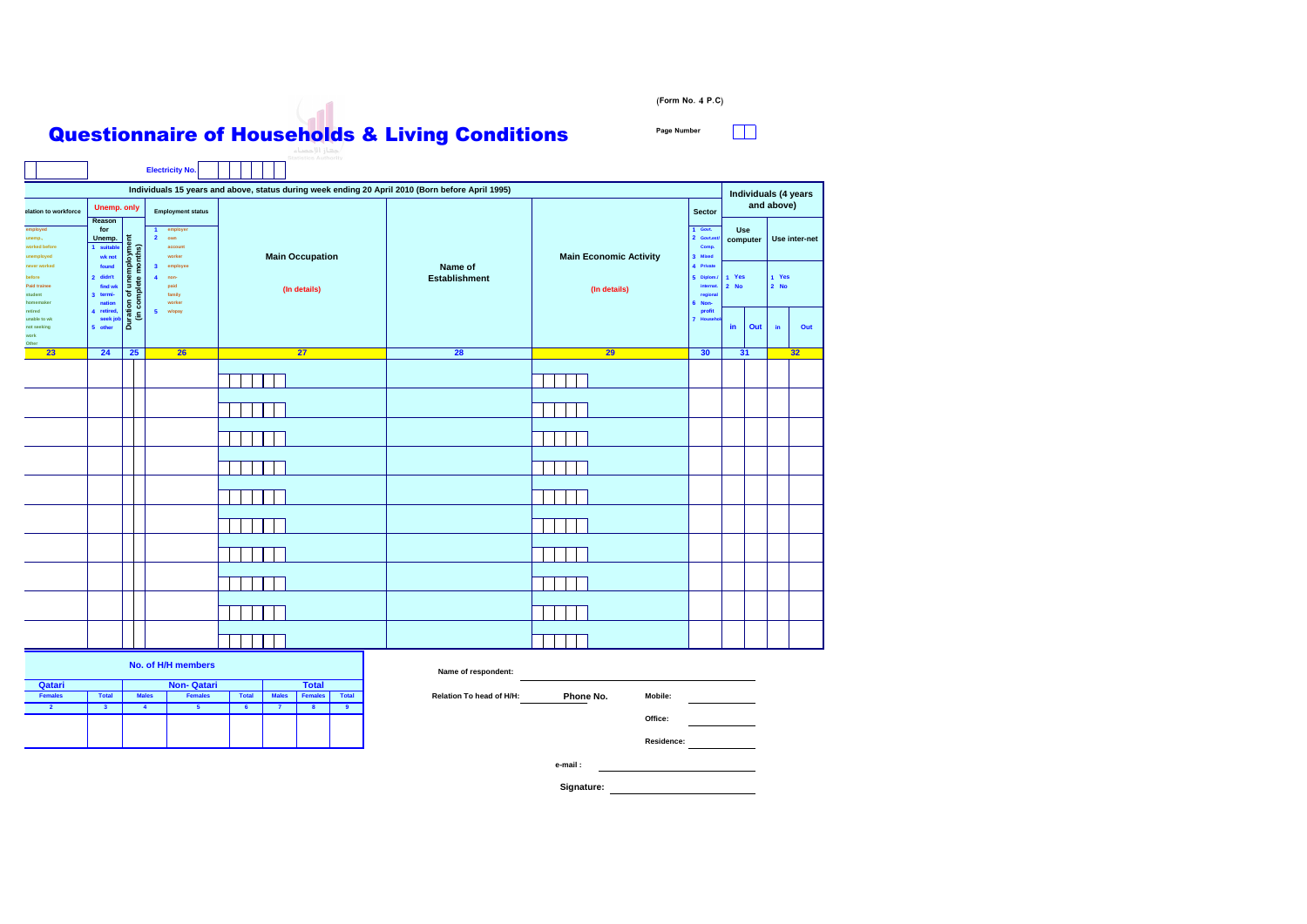(Form No. 4 P.C)

# Questionnaire of Households & Living Conditions

Page Number

Electricity No.

| Individuals 15 years and above, status during week ending 20 April 2010 (Born before April 1995) | | | | | | | | | Individuals (4 years and above) | | | |
|---|---|---|---|---|---|---|---|---|---|---|---|---|
| elation to workforce | Unemp. only | | Employment status | Main Occupation (In details) | Name of Establishment | Main Economic Activity (In details) | Sector | Use computer | | Use inter-net | |
| employed / unemp., worked before / unemployed never worked before / Paid trainee / student / homemaker / retired / unable to wk / not seeking work / Other | Reason for Unemp. 1 suitable wk not found 2 didn't find wk 3 termi-nation 4 retired, seek job 5 other | Duration of unemployment (in complete months) | 1 employer 2 own account worker 3 employee 4 non-paid family worker 5 w/opay | | | | 1 Govt. 2 Govt.est/Comp. 3 Mixed 4 Private 5 Diplom./internat. regional 6 Non-profit 7 Househol | 1 Yes 2 No | | 1 Yes 2 No | |
| | | | | | | | | in | Out | in | Out |
| 23 | 24 | 25 | 26 | 27 | 28 | 29 | 30 | 31 | | 32 | |
| | | | | | | | | | | | |
| | | | | | | | | | | | |
| | | | | | | | | | | | |
| | | | | | | | | | | | |
| | | | | | | | | | | | |
| | | | | | | | | | | | |
| | | | | | | | | | | | |
| | | | | | | | | | | | |
| | | | | | | | | | | | |
| | | | | | | | | | | | |

| No. of H/H members | | | | | | | |
|---|---|---|---|---|---|---|---|
| Qatari | | Non- Qatari | | | Total | | |
| Females | Total | Males | Females | Total | Males | Females | Total |
| 2 | 3 | 4 | 5 | 6 | 7 | 8 | 9 |
| | | | | | | | |

Name of respondent: ____________

Relation To head of H/H: ____________

Phone No.

Mobile: ____________

Office: ____________

Residence: ____________

e-mail : ____________

Signature: ____________